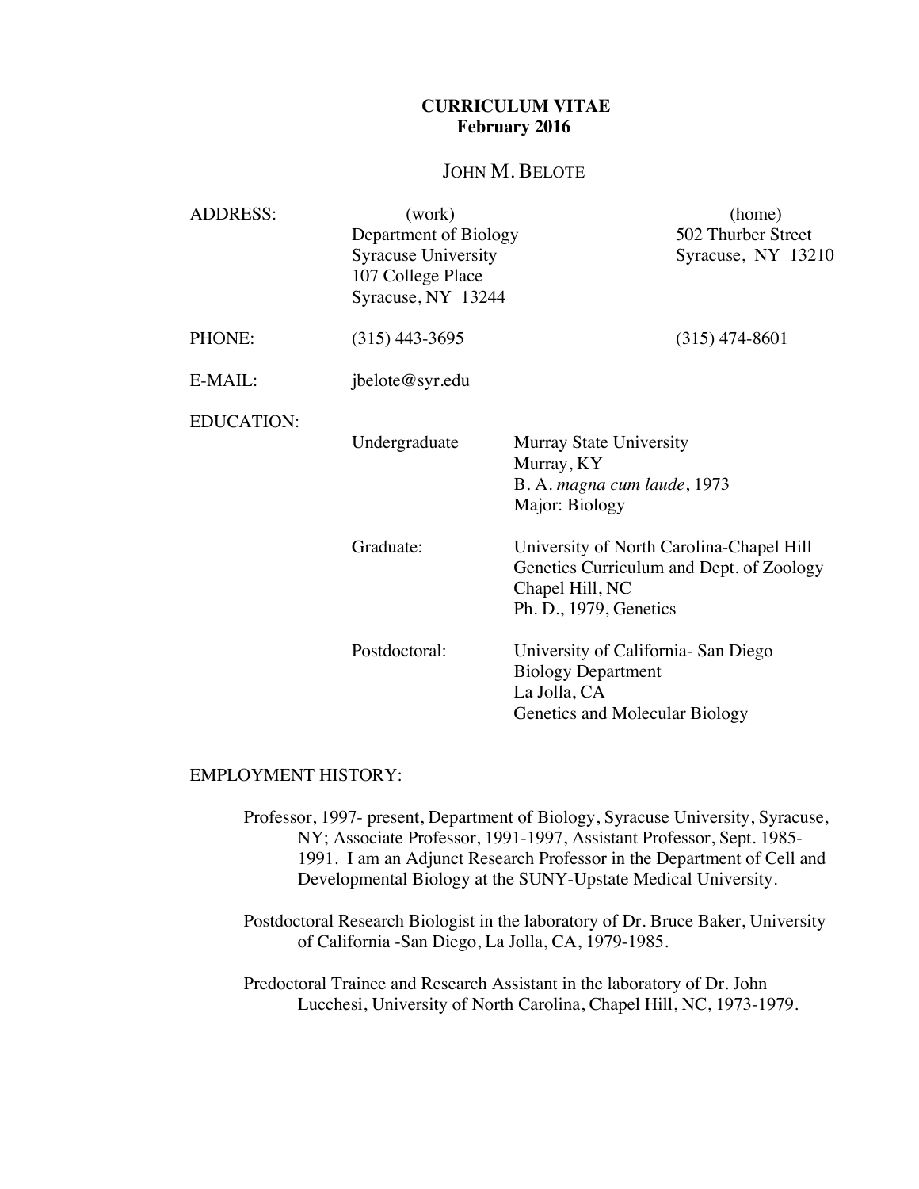# CURRICULUM VITAE
## February 2016

## JOHN M. BELOTE

**ADDRESS:**

(work)
Department of Biology
Syracuse University
107 College Place
Syracuse, NY 13244

(home)
502 Thurber Street
Syracuse, NY 13210

**PHONE:** (315) 443-3695 (work); (315) 474-8601 (home)

**E-MAIL:** jbelote@syr.edu

**EDUCATION:**

Undergraduate: Murray State University
Murray, KY
B. A. *magna cum laude*, 1973
Major: Biology

Graduate: University of North Carolina-Chapel Hill
Genetics Curriculum and Dept. of Zoology
Chapel Hill, NC
Ph. D., 1979, Genetics

Postdoctoral: University of California- San Diego
Biology Department
La Jolla, CA
Genetics and Molecular Biology

**EMPLOYMENT HISTORY:**

Professor, 1997- present, Department of Biology, Syracuse University, Syracuse, NY; Associate Professor, 1991-1997, Assistant Professor, Sept. 1985-1991. I am an Adjunct Research Professor in the Department of Cell and Developmental Biology at the SUNY-Upstate Medical University.

Postdoctoral Research Biologist in the laboratory of Dr. Bruce Baker, University of California -San Diego, La Jolla, CA, 1979-1985.

Predoctoral Trainee and Research Assistant in the laboratory of Dr. John Lucchesi, University of North Carolina, Chapel Hill, NC, 1973-1979.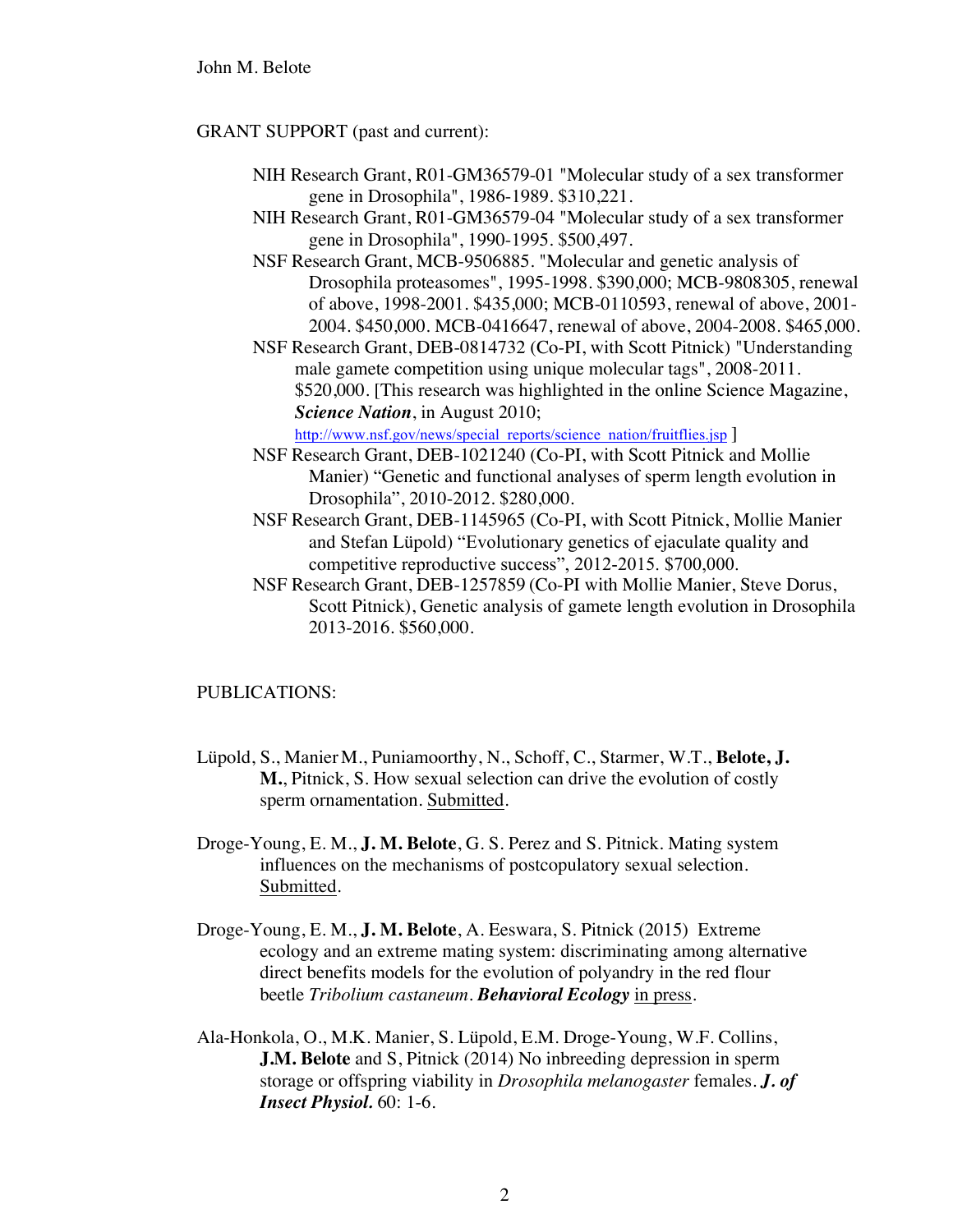GRANT SUPPORT (past and current):

- NIH Research Grant, R01-GM36579-01 "Molecular study of a sex transformer gene in Drosophila", 1986-1989. $310,221.
- NIH Research Grant, R01-GM36579-04 "Molecular study of a sex transformer gene in Drosophila", 1990-1995. $500,497.
- NSF Research Grant, MCB-9506885. "Molecular and genetic analysis of Drosophila proteasomes", 1995-1998. $390,000; MCB-9808305, renewal of above, 1998-2001. $435,000; MCB-0110593, renewal of above, 2001-2004. $450,000. MCB-0416647, renewal of above, 2004-2008. $465,000.
- NSF Research Grant, DEB-0814732 (Co-PI, with Scott Pitnick) "Understanding male gamete competition using unique molecular tags", 2008-2011. $520,000. [This research was highlighted in the online Science Magazine, ***Science Nation***, in August 2010; http://www.nsf.gov/news/special_reports/science_nation/fruitflies.jsp ]
- NSF Research Grant, DEB-1021240 (Co-PI, with Scott Pitnick and Mollie Manier) "Genetic and functional analyses of sperm length evolution in Drosophila", 2010-2012. $280,000.
- NSF Research Grant, DEB-1145965 (Co-PI, with Scott Pitnick, Mollie Manier and Stefan Lüpold) "Evolutionary genetics of ejaculate quality and competitive reproductive success", 2012-2015. $700,000.
- NSF Research Grant, DEB-1257859 (Co-PI with Mollie Manier, Steve Dorus, Scott Pitnick), Genetic analysis of gamete length evolution in Drosophila 2013-2016. $560,000.

PUBLICATIONS:

Lüpold, S., Manier M., Puniamoorthy, N., Schoff, C., Starmer, W.T., **Belote, J. M.**, Pitnick, S. How sexual selection can drive the evolution of costly sperm ornamentation. Submitted.

Droge-Young, E. M., **J. M. Belote**, G. S. Perez and S. Pitnick. Mating system influences on the mechanisms of postcopulatory sexual selection. Submitted.

Droge-Young, E. M., **J. M. Belote**, A. Eeswara, S. Pitnick (2015) Extreme ecology and an extreme mating system: discriminating among alternative direct benefits models for the evolution of polyandry in the red flour beetle *Tribolium castaneum*. ***Behavioral Ecology*** in press.

Ala-Honkola, O., M.K. Manier, S. Lüpold, E.M. Droge-Young, W.F. Collins, **J.M. Belote** and S, Pitnick (2014) No inbreeding depression in sperm storage or offspring viability in *Drosophila melanogaster* females. ***J. of Insect Physiol.*** 60: 1-6.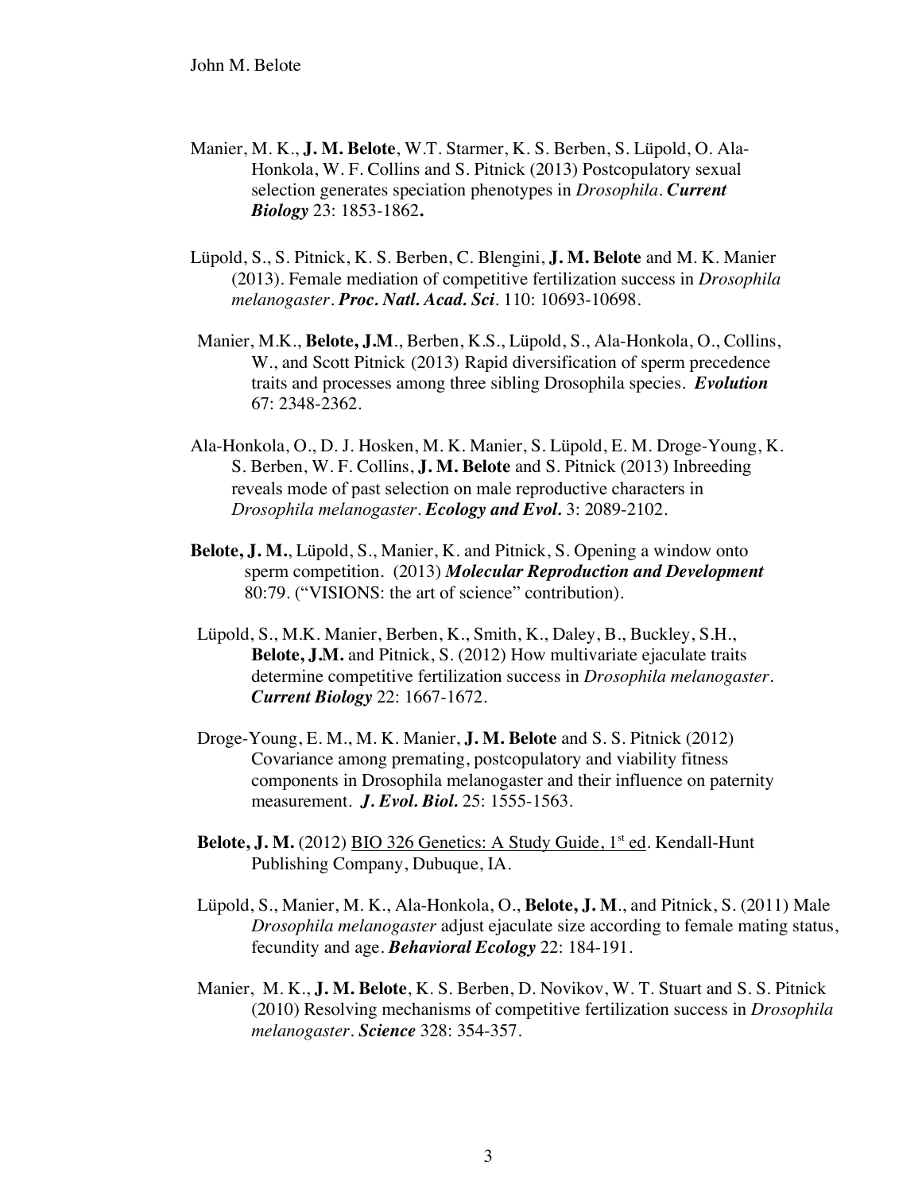Manier, M. K., **J. M. Belote**, W.T. Starmer, K. S. Berben, S. Lüpold, O. Ala-Honkola, W. F. Collins and S. Pitnick (2013) Postcopulatory sexual selection generates speciation phenotypes in *Drosophila*. ***Current Biology*** 23: 1853-1862**.**

Lüpold, S., S. Pitnick, K. S. Berben, C. Blengini, **J. M. Belote** and M. K. Manier (2013). Female mediation of competitive fertilization success in *Drosophila melanogaster*. ***Proc. Natl. Acad. Sci***. 110: 10693-10698.

Manier, M.K., **Belote, J.M**., Berben, K.S., Lüpold, S., Ala-Honkola, O., Collins, W., and Scott Pitnick (2013) Rapid diversification of sperm precedence traits and processes among three sibling Drosophila species. ***Evolution*** 67: 2348-2362.

Ala-Honkola, O., D. J. Hosken, M. K. Manier, S. Lüpold, E. M. Droge-Young, K. S. Berben, W. F. Collins, **J. M. Belote** and S. Pitnick (2013) Inbreeding reveals mode of past selection on male reproductive characters in *Drosophila melanogaster*. ***Ecology and Evol.*** 3: 2089-2102.

**Belote, J. M.**, Lüpold, S., Manier, K. and Pitnick, S. Opening a window onto sperm competition. (2013) ***Molecular Reproduction and Development*** 80:79. ("VISIONS: the art of science" contribution).

Lüpold, S., M.K. Manier, Berben, K., Smith, K., Daley, B., Buckley, S.H., **Belote, J.M.** and Pitnick, S. (2012) How multivariate ejaculate traits determine competitive fertilization success in *Drosophila melanogaster*. ***Current Biology*** 22: 1667-1672.

Droge-Young, E. M., M. K. Manier, **J. M. Belote** and S. S. Pitnick (2012) Covariance among premating, postcopulatory and viability fitness components in Drosophila melanogaster and their influence on paternity measurement. ***J. Evol. Biol.*** 25: 1555-1563.

**Belote, J. M.** (2012) <u>BIO 326 Genetics: A Study Guide, 1st ed</u>. Kendall-Hunt Publishing Company, Dubuque, IA.

Lüpold, S., Manier, M. K., Ala-Honkola, O., **Belote, J. M**., and Pitnick, S. (2011) Male *Drosophila melanogaster* adjust ejaculate size according to female mating status, fecundity and age. ***Behavioral Ecology*** 22: 184-191.

Manier, M. K., **J. M. Belote**, K. S. Berben, D. Novikov, W. T. Stuart and S. S. Pitnick (2010) Resolving mechanisms of competitive fertilization success in *Drosophila melanogaster*. ***Science*** 328: 354-357.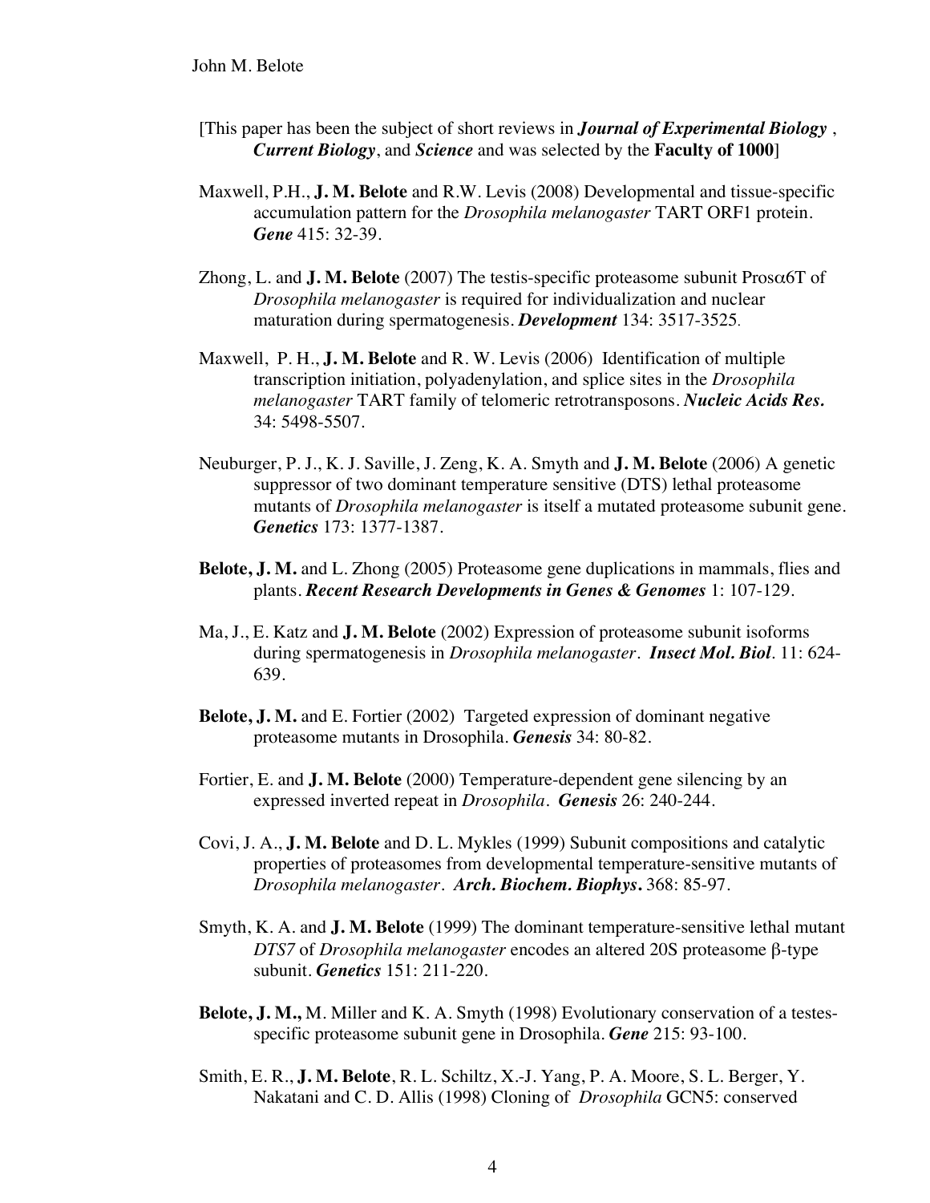[This paper has been the subject of short reviews in ***Journal of Experimental Biology*** , ***Current Biology***, and ***Science*** and was selected by the **Faculty of 1000**]

Maxwell, P.H., **J. M. Belote** and R.W. Levis (2008) Developmental and tissue-specific accumulation pattern for the *Drosophila melanogaster* TART ORF1 protein. ***Gene*** 415: 32-39.

Zhong, L. and **J. M. Belote** (2007) The testis-specific proteasome subunit Prosα6T of *Drosophila melanogaster* is required for individualization and nuclear maturation during spermatogenesis. ***Development*** 134: 3517-3525.

Maxwell, P. H., **J. M. Belote** and R. W. Levis (2006) Identification of multiple transcription initiation, polyadenylation, and splice sites in the *Drosophila melanogaster* TART family of telomeric retrotransposons. ***Nucleic Acids Res.*** 34: 5498-5507.

Neuburger, P. J., K. J. Saville, J. Zeng, K. A. Smyth and **J. M. Belote** (2006) A genetic suppressor of two dominant temperature sensitive (DTS) lethal proteasome mutants of *Drosophila melanogaster* is itself a mutated proteasome subunit gene. ***Genetics*** 173: 1377-1387.

**Belote, J. M.** and L. Zhong (2005) Proteasome gene duplications in mammals, flies and plants. ***Recent Research Developments in Genes & Genomes*** 1: 107-129.

Ma, J., E. Katz and **J. M. Belote** (2002) Expression of proteasome subunit isoforms during spermatogenesis in *Drosophila melanogaster*. ***Insect Mol. Biol***. 11: 624-639.

**Belote, J. M.** and E. Fortier (2002) Targeted expression of dominant negative proteasome mutants in Drosophila. ***Genesis*** 34: 80-82.

Fortier, E. and **J. M. Belote** (2000) Temperature-dependent gene silencing by an expressed inverted repeat in *Drosophila*. ***Genesis*** 26: 240-244.

Covi, J. A., **J. M. Belote** and D. L. Mykles (1999) Subunit compositions and catalytic properties of proteasomes from developmental temperature-sensitive mutants of *Drosophila melanogaster*. ***Arch. Biochem. Biophys.*** 368: 85-97.

Smyth, K. A. and **J. M. Belote** (1999) The dominant temperature-sensitive lethal mutant *DTS7* of *Drosophila melanogaster* encodes an altered 20S proteasome β-type subunit. ***Genetics*** 151: 211-220.

**Belote, J. M.,** M. Miller and K. A. Smyth (1998) Evolutionary conservation of a testes-specific proteasome subunit gene in Drosophila. ***Gene*** 215: 93-100.

Smith, E. R., **J. M. Belote**, R. L. Schiltz, X.-J. Yang, P. A. Moore, S. L. Berger, Y. Nakatani and C. D. Allis (1998) Cloning of *Drosophila* GCN5: conserved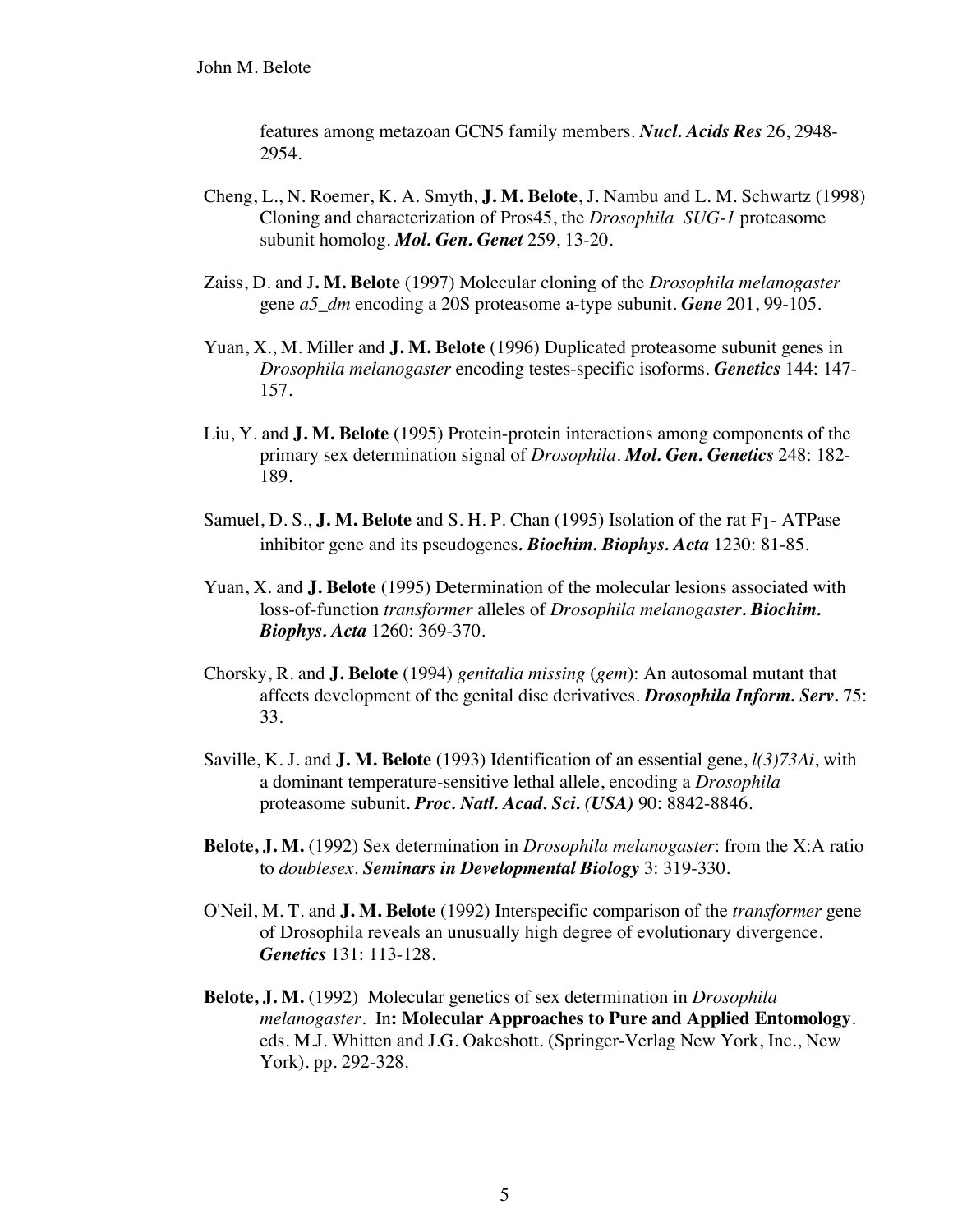features among metazoan GCN5 family members. ***Nucl. Acids Res*** 26, 2948-2954.

Cheng, L., N. Roemer, K. A. Smyth, **J. M. Belote**, J. Nambu and L. M. Schwartz (1998) Cloning and characterization of Pros45, the *Drosophila SUG-1* proteasome subunit homolog. ***Mol. Gen. Genet*** 259, 13-20.

Zaiss, D. and J**. M. Belote** (1997) Molecular cloning of the *Drosophila melanogaster* gene *a5_dm* encoding a 20S proteasome a-type subunit. ***Gene*** 201, 99-105.

Yuan, X., M. Miller and **J. M. Belote** (1996) Duplicated proteasome subunit genes in *Drosophila melanogaster* encoding testes-specific isoforms. ***Genetics*** 144: 147-157.

Liu, Y. and **J. M. Belote** (1995) Protein-protein interactions among components of the primary sex determination signal of *Drosophila*. ***Mol. Gen. Genetics*** 248: 182-189.

Samuel, D. S., **J. M. Belote** and S. H. P. Chan (1995) Isolation of the rat $F_1$- ATPase inhibitor gene and its pseudogenes**.** ***Biochim. Biophys. Acta*** 1230: 81-85.

Yuan, X. and **J. Belote** (1995) Determination of the molecular lesions associated with loss-of-function *transformer* alleles of *Drosophila melanogaster**. Biochim. Biophys. Acta*** 1260: 369-370.

Chorsky, R. and **J. Belote** (1994) *genitalia missing* (*gem*): An autosomal mutant that affects development of the genital disc derivatives. ***Drosophila Inform. Serv.*** 75: 33.

Saville, K. J. and **J. M. Belote** (1993) Identification of an essential gene, *l(3)73Ai*, with a dominant temperature-sensitive lethal allele, encoding a *Drosophila* proteasome subunit. ***Proc. Natl. Acad. Sci. (USA)*** 90: 8842-8846.

**Belote, J. M.** (1992) Sex determination in *Drosophila melanogaster*: from the X:A ratio to *doublesex*. ***Seminars in Developmental Biology*** 3: 319-330.

O'Neil, M. T. and **J. M. Belote** (1992) Interspecific comparison of the *transformer* gene of Drosophila reveals an unusually high degree of evolutionary divergence. ***Genetics*** 131: 113-128.

**Belote, J. M.** (1992) Molecular genetics of sex determination in *Drosophila melanogaster*. In**: Molecular Approaches to Pure and Applied Entomology**. eds. M.J. Whitten and J.G. Oakeshott. (Springer-Verlag New York, Inc., New York). pp. 292-328.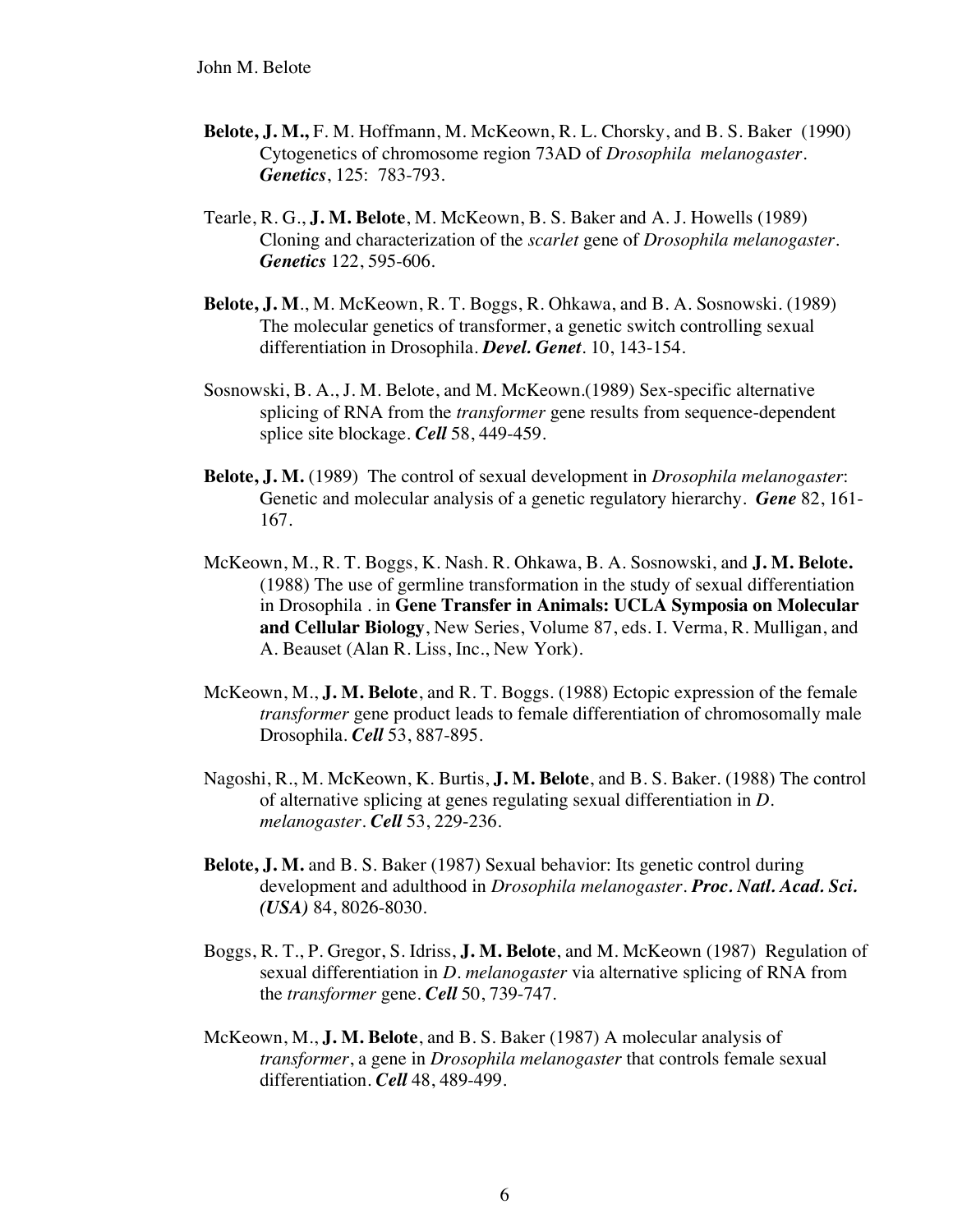**Belote, J. M.,** F. M. Hoffmann, M. McKeown, R. L. Chorsky, and B. S. Baker (1990) Cytogenetics of chromosome region 73AD of *Drosophila melanogaster*. ***Genetics***, 125: 783-793.

Tearle, R. G., **J. M. Belote**, M. McKeown, B. S. Baker and A. J. Howells (1989) Cloning and characterization of the *scarlet* gene of *Drosophila melanogaster*. ***Genetics*** 122, 595-606.

**Belote, J. M**., M. McKeown, R. T. Boggs, R. Ohkawa, and B. A. Sosnowski. (1989) The molecular genetics of transformer, a genetic switch controlling sexual differentiation in Drosophila. ***Devel. Genet***. 10, 143-154.

Sosnowski, B. A., J. M. Belote, and M. McKeown.(1989) Sex-specific alternative splicing of RNA from the *transformer* gene results from sequence-dependent splice site blockage. ***Cell*** 58, 449-459.

**Belote, J. M.** (1989) The control of sexual development in *Drosophila melanogaster*: Genetic and molecular analysis of a genetic regulatory hierarchy. ***Gene*** 82, 161-167.

McKeown, M., R. T. Boggs, K. Nash. R. Ohkawa, B. A. Sosnowski, and **J. M. Belote.** (1988) The use of germline transformation in the study of sexual differentiation in Drosophila . in **Gene Transfer in Animals: UCLA Symposia on Molecular and Cellular Biology**, New Series, Volume 87, eds. I. Verma, R. Mulligan, and A. Beauset (Alan R. Liss, Inc., New York).

McKeown, M., **J. M. Belote**, and R. T. Boggs. (1988) Ectopic expression of the female *transformer* gene product leads to female differentiation of chromosomally male Drosophila. ***Cell*** 53, 887-895.

Nagoshi, R., M. McKeown, K. Burtis, **J. M. Belote**, and B. S. Baker. (1988) The control of alternative splicing at genes regulating sexual differentiation in *D. melanogaster*. ***Cell*** 53, 229-236.

**Belote, J. M.** and B. S. Baker (1987) Sexual behavior: Its genetic control during development and adulthood in *Drosophila melanogaster*. ***Proc. Natl. Acad. Sci. (USA)*** 84, 8026-8030.

Boggs, R. T., P. Gregor, S. Idriss, **J. M. Belote**, and M. McKeown (1987) Regulation of sexual differentiation in *D. melanogaster* via alternative splicing of RNA from the *transformer* gene. ***Cell*** 50, 739-747.

McKeown, M., **J. M. Belote**, and B. S. Baker (1987) A molecular analysis of *transformer*, a gene in *Drosophila melanogaster* that controls female sexual differentiation. ***Cell*** 48, 489-499.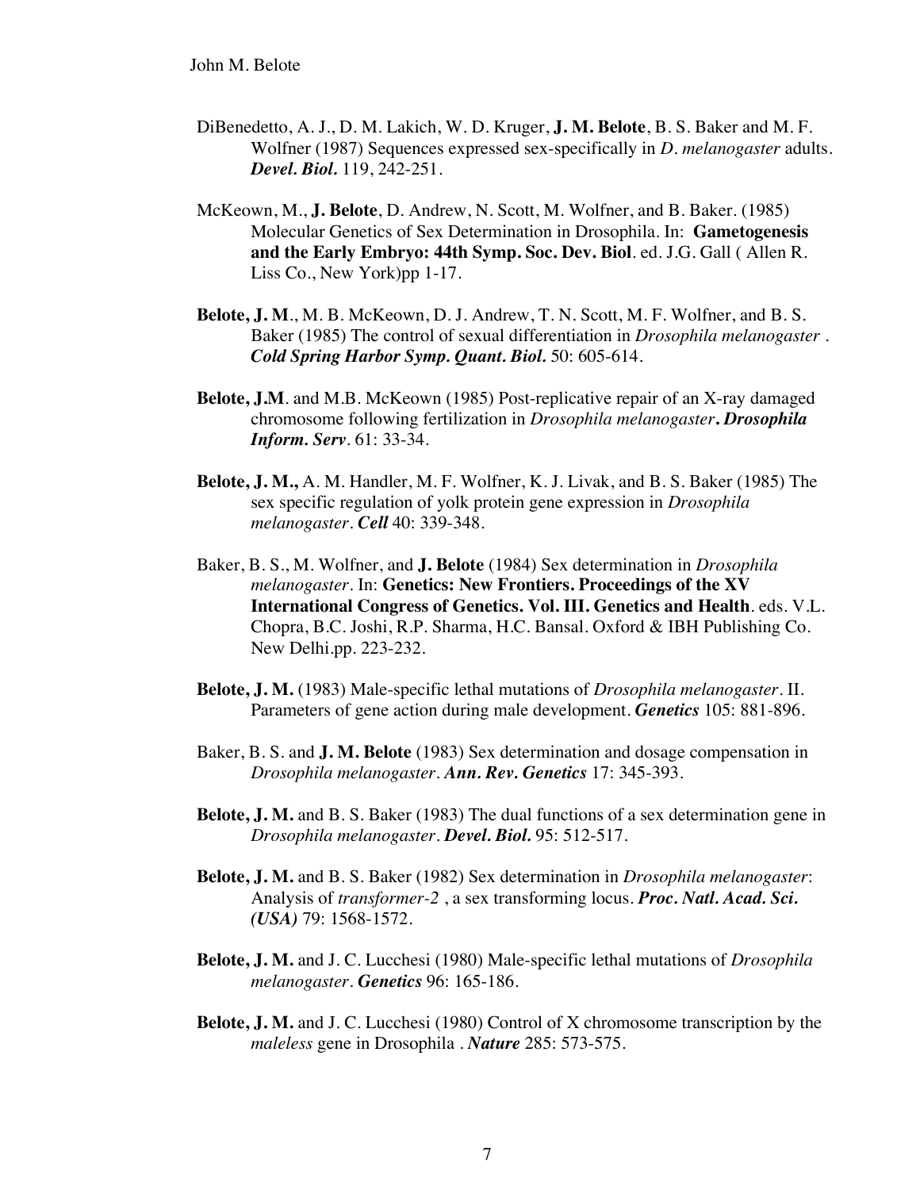DiBenedetto, A. J., D. M. Lakich, W. D. Kruger, **J. M. Belote**, B. S. Baker and M. F. Wolfner (1987) Sequences expressed sex-specifically in *D. melanogaster* adults. ***Devel. Biol.*** 119, 242-251.

McKeown, M., **J. Belote**, D. Andrew, N. Scott, M. Wolfner, and B. Baker. (1985) Molecular Genetics of Sex Determination in Drosophila. In: **Gametogenesis and the Early Embryo: 44th Symp. Soc. Dev. Biol**. ed. J.G. Gall ( Allen R. Liss Co., New York)pp 1-17.

**Belote, J. M**., M. B. McKeown, D. J. Andrew, T. N. Scott, M. F. Wolfner, and B. S. Baker (1985) The control of sexual differentiation in *Drosophila melanogaster* . ***Cold Spring Harbor Symp. Quant. Biol.*** 50: 605-614.

**Belote, J.M**. and M.B. McKeown (1985) Post-replicative repair of an X-ray damaged chromosome following fertilization in *Drosophila melanogaster****. Drosophila Inform. Serv***. 61: 33-34.

**Belote, J. M.,** A. M. Handler, M. F. Wolfner, K. J. Livak, and B. S. Baker (1985) The sex specific regulation of yolk protein gene expression in *Drosophila melanogaster*. ***Cell*** 40: 339-348.

Baker, B. S., M. Wolfner, and **J. Belote** (1984) Sex determination in *Drosophila melanogaster*. In: **Genetics: New Frontiers. Proceedings of the XV International Congress of Genetics. Vol. III. Genetics and Health**. eds. V.L. Chopra, B.C. Joshi, R.P. Sharma, H.C. Bansal. Oxford & IBH Publishing Co. New Delhi.pp. 223-232.

**Belote, J. M.** (1983) Male-specific lethal mutations of *Drosophila melanogaster*. II. Parameters of gene action during male development. ***Genetics*** 105: 881-896.

Baker, B. S. and **J. M. Belote** (1983) Sex determination and dosage compensation in *Drosophila melanogaster*. ***Ann. Rev. Genetics*** 17: 345-393.

**Belote, J. M.** and B. S. Baker (1983) The dual functions of a sex determination gene in *Drosophila melanogaster*. ***Devel. Biol.*** 95: 512-517.

**Belote, J. M.** and B. S. Baker (1982) Sex determination in *Drosophila melanogaster*: Analysis of *transformer-2* , a sex transforming locus. ***Proc. Natl. Acad. Sci. (USA)*** 79: 1568-1572.

**Belote, J. M.** and J. C. Lucchesi (1980) Male-specific lethal mutations of *Drosophila melanogaster*. ***Genetics*** 96: 165-186.

**Belote, J. M.** and J. C. Lucchesi (1980) Control of X chromosome transcription by the *maleless* gene in Drosophila . ***Nature*** 285: 573-575.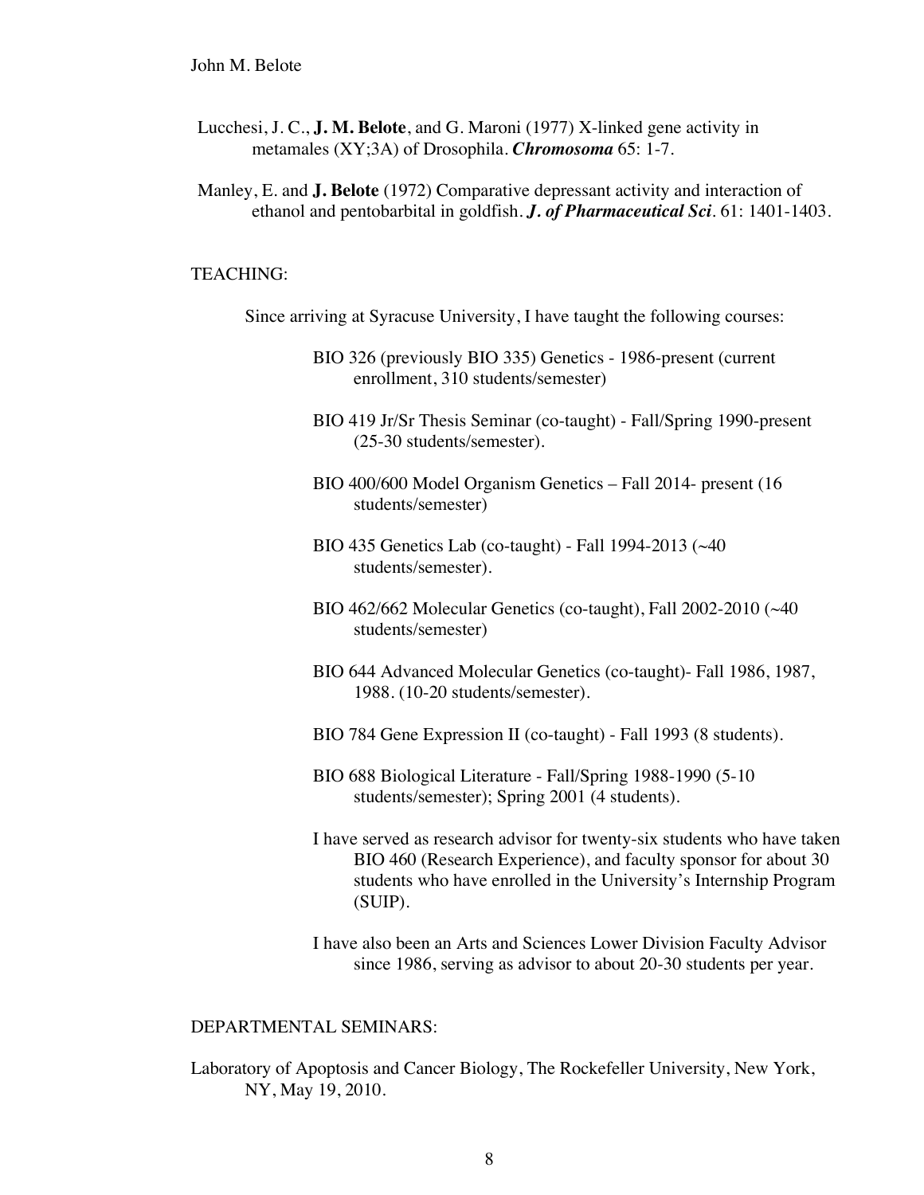Lucchesi, J. C., **J. M. Belote**, and G. Maroni (1977) X-linked gene activity in metamales (XY;3A) of Drosophila. ***Chromosoma*** 65: 1-7.

Manley, E. and **J. Belote** (1972) Comparative depressant activity and interaction of ethanol and pentobarbital in goldfish. ***J. of Pharmaceutical Sci.*** 61: 1401-1403.

## TEACHING:

Since arriving at Syracuse University, I have taught the following courses:

- BIO 326 (previously BIO 335) Genetics - 1986-present (current enrollment, 310 students/semester)
- BIO 419 Jr/Sr Thesis Seminar (co-taught) - Fall/Spring 1990-present (25-30 students/semester).
- BIO 400/600 Model Organism Genetics – Fall 2014- present (16 students/semester)
- BIO 435 Genetics Lab (co-taught) - Fall 1994-2013 (~40 students/semester).
- BIO 462/662 Molecular Genetics (co-taught), Fall 2002-2010 (~40 students/semester)
- BIO 644 Advanced Molecular Genetics (co-taught)- Fall 1986, 1987, 1988. (10-20 students/semester).
- BIO 784 Gene Expression II (co-taught) - Fall 1993 (8 students).
- BIO 688 Biological Literature - Fall/Spring 1988-1990 (5-10 students/semester); Spring 2001 (4 students).

I have served as research advisor for twenty-six students who have taken BIO 460 (Research Experience), and faculty sponsor for about 30 students who have enrolled in the University's Internship Program (SUIP).

I have also been an Arts and Sciences Lower Division Faculty Advisor since 1986, serving as advisor to about 20-30 students per year.

## DEPARTMENTAL SEMINARS:

Laboratory of Apoptosis and Cancer Biology, The Rockefeller University, New York, NY, May 19, 2010.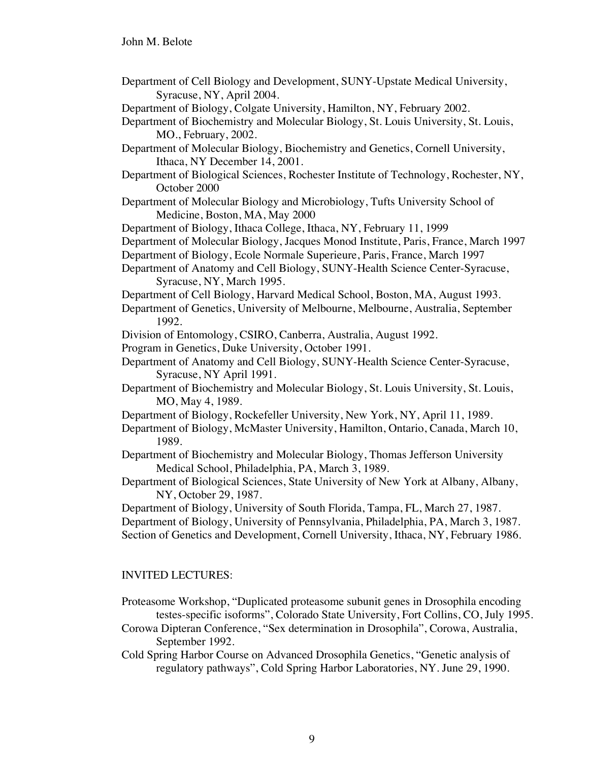Department of Cell Biology and Development, SUNY-Upstate Medical University, Syracuse, NY, April 2004.

Department of Biology, Colgate University, Hamilton, NY, February 2002.

Department of Biochemistry and Molecular Biology, St. Louis University, St. Louis, MO., February, 2002.

Department of Molecular Biology, Biochemistry and Genetics, Cornell University, Ithaca, NY December 14, 2001.

Department of Biological Sciences, Rochester Institute of Technology, Rochester, NY, October 2000

Department of Molecular Biology and Microbiology, Tufts University School of Medicine, Boston, MA, May 2000

Department of Biology, Ithaca College, Ithaca, NY, February 11, 1999

Department of Molecular Biology, Jacques Monod Institute, Paris, France, March 1997

Department of Biology, Ecole Normale Superieure, Paris, France, March 1997

Department of Anatomy and Cell Biology, SUNY-Health Science Center-Syracuse, Syracuse, NY, March 1995.

Department of Cell Biology, Harvard Medical School, Boston, MA, August 1993.

Department of Genetics, University of Melbourne, Melbourne, Australia, September 1992.

Division of Entomology, CSIRO, Canberra, Australia, August 1992.

Program in Genetics, Duke University, October 1991.

Department of Anatomy and Cell Biology, SUNY-Health Science Center-Syracuse, Syracuse, NY April 1991.

Department of Biochemistry and Molecular Biology, St. Louis University, St. Louis, MO, May 4, 1989.

Department of Biology, Rockefeller University, New York, NY, April 11, 1989.

Department of Biology, McMaster University, Hamilton, Ontario, Canada, March 10, 1989.

Department of Biochemistry and Molecular Biology, Thomas Jefferson University Medical School, Philadelphia, PA, March 3, 1989.

Department of Biological Sciences, State University of New York at Albany, Albany, NY, October 29, 1987.

Department of Biology, University of South Florida, Tampa, FL, March 27, 1987.

Department of Biology, University of Pennsylvania, Philadelphia, PA, March 3, 1987.

Section of Genetics and Development, Cornell University, Ithaca, NY, February 1986.

## INVITED LECTURES:

Proteasome Workshop, "Duplicated proteasome subunit genes in Drosophila encoding testes-specific isoforms", Colorado State University, Fort Collins, CO, July 1995.

Corowa Dipteran Conference, "Sex determination in Drosophila", Corowa, Australia, September 1992.

Cold Spring Harbor Course on Advanced Drosophila Genetics, "Genetic analysis of regulatory pathways", Cold Spring Harbor Laboratories, NY. June 29, 1990.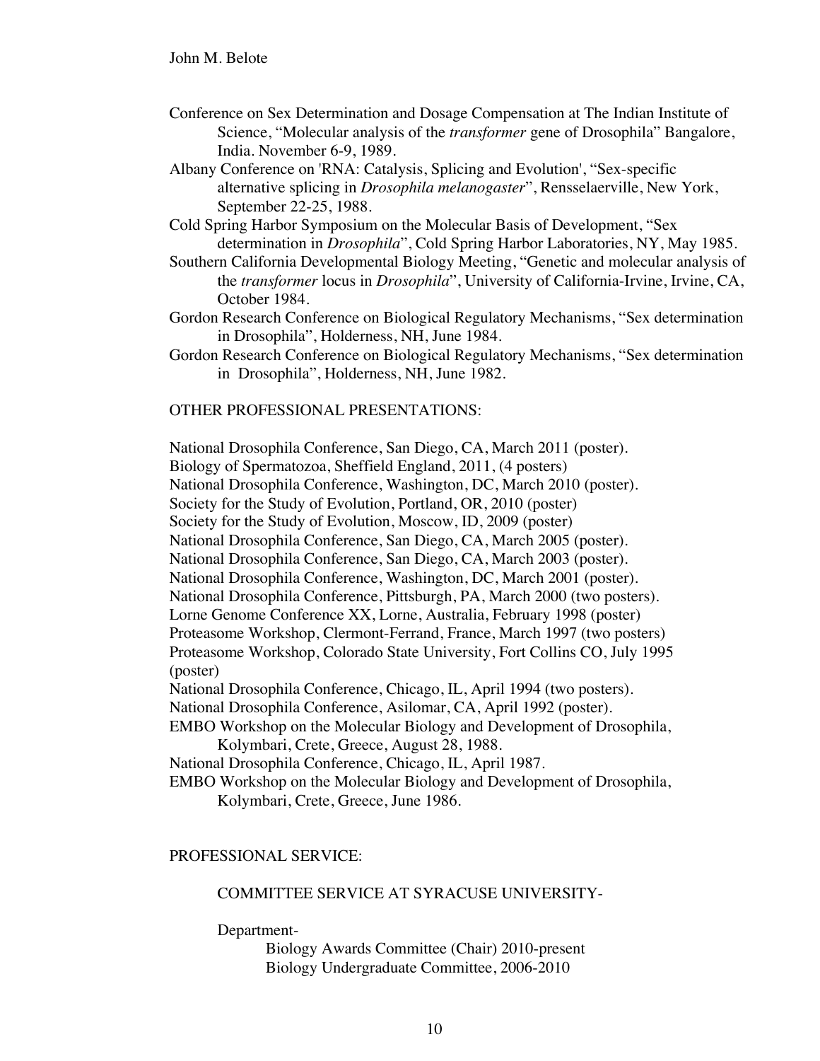Conference on Sex Determination and Dosage Compensation at The Indian Institute of Science, “Molecular analysis of the *transformer* gene of Drosophila” Bangalore, India. November 6-9, 1989.

Albany Conference on 'RNA: Catalysis, Splicing and Evolution', “Sex-specific alternative splicing in *Drosophila melanogaster*”, Rensselaerville, New York, September 22-25, 1988.

Cold Spring Harbor Symposium on the Molecular Basis of Development, “Sex determination in *Drosophila*”, Cold Spring Harbor Laboratories, NY, May 1985.

Southern California Developmental Biology Meeting, “Genetic and molecular analysis of the *transformer* locus in *Drosophila*”, University of California-Irvine, Irvine, CA, October 1984.

Gordon Research Conference on Biological Regulatory Mechanisms, “Sex determination in Drosophila”, Holderness, NH, June 1984.

Gordon Research Conference on Biological Regulatory Mechanisms, “Sex determination in Drosophila”, Holderness, NH, June 1982.

OTHER PROFESSIONAL PRESENTATIONS:

National Drosophila Conference, San Diego, CA, March 2011 (poster).
Biology of Spermatozoa, Sheffield England, 2011, (4 posters)
National Drosophila Conference, Washington, DC, March 2010 (poster).
Society for the Study of Evolution, Portland, OR, 2010 (poster)
Society for the Study of Evolution, Moscow, ID, 2009 (poster)
National Drosophila Conference, San Diego, CA, March 2005 (poster).
National Drosophila Conference, San Diego, CA, March 2003 (poster).
National Drosophila Conference, Washington, DC, March 2001 (poster).
National Drosophila Conference, Pittsburgh, PA, March 2000 (two posters).
Lorne Genome Conference XX, Lorne, Australia, February 1998 (poster)
Proteasome Workshop, Clermont-Ferrand, France, March 1997 (two posters)
Proteasome Workshop, Colorado State University, Fort Collins CO, July 1995 (poster)
National Drosophila Conference, Chicago, IL, April 1994 (two posters).
National Drosophila Conference, Asilomar, CA, April 1992 (poster).
EMBO Workshop on the Molecular Biology and Development of Drosophila, Kolymbari, Crete, Greece, August 28, 1988.
National Drosophila Conference, Chicago, IL, April 1987.
EMBO Workshop on the Molecular Biology and Development of Drosophila, Kolymbari, Crete, Greece, June 1986.

PROFESSIONAL SERVICE:

COMMITTEE SERVICE AT SYRACUSE UNIVERSITY-

Department-

Biology Awards Committee (Chair) 2010-present
Biology Undergraduate Committee, 2006-2010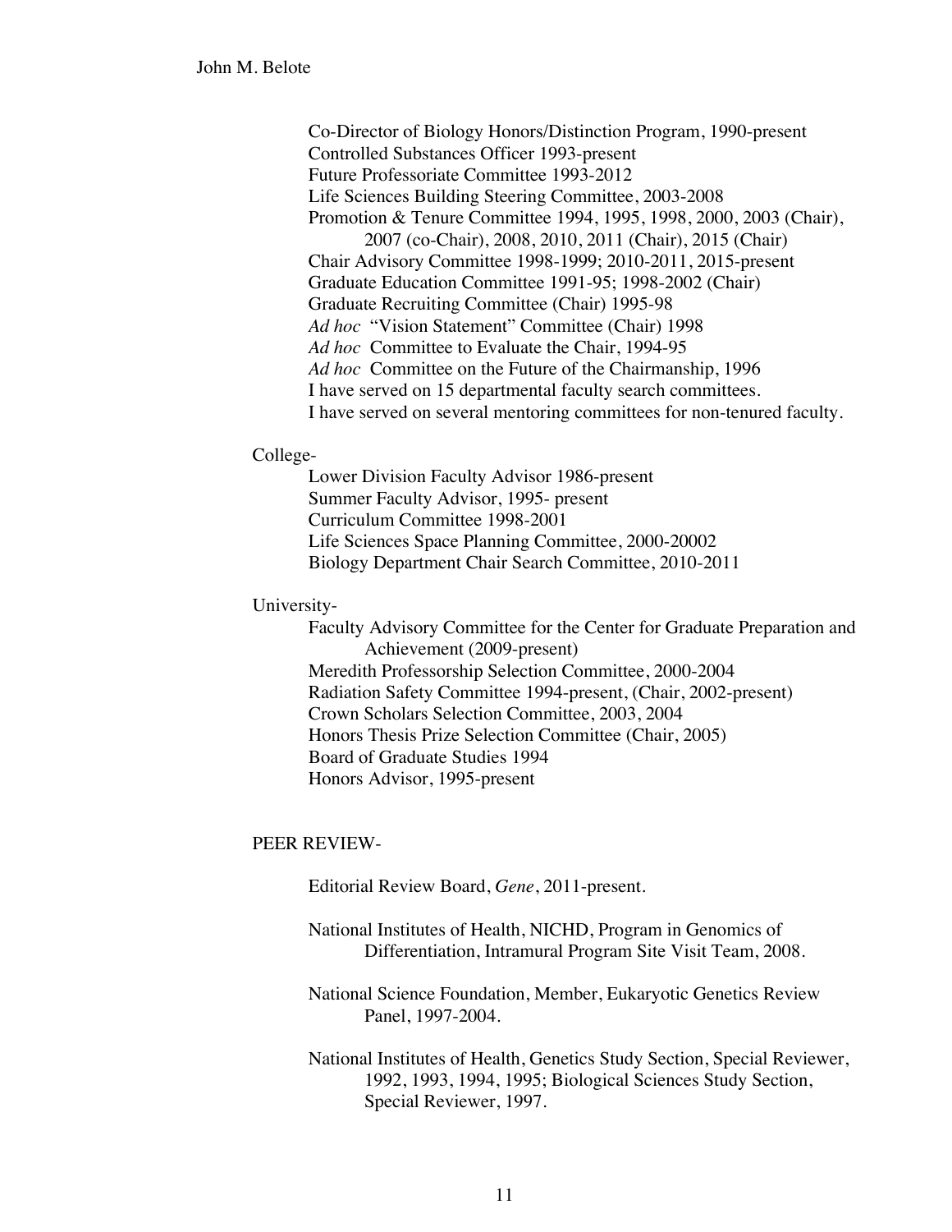Co-Director of Biology Honors/Distinction Program, 1990-present
Controlled Substances Officer 1993-present
Future Professoriate Committee 1993-2012
Life Sciences Building Steering Committee, 2003-2008
Promotion & Tenure Committee 1994, 1995, 1998, 2000, 2003 (Chair), 2007 (co-Chair), 2008, 2010, 2011 (Chair), 2015 (Chair)
Chair Advisory Committee 1998-1999; 2010-2011, 2015-present
Graduate Education Committee 1991-95; 1998-2002 (Chair)
Graduate Recruiting Committee (Chair) 1995-98
*Ad hoc* "Vision Statement" Committee (Chair) 1998
*Ad hoc* Committee to Evaluate the Chair, 1994-95
*Ad hoc* Committee on the Future of the Chairmanship, 1996
I have served on 15 departmental faculty search committees.
I have served on several mentoring committees for non-tenured faculty.

College-

Lower Division Faculty Advisor 1986-present
Summer Faculty Advisor, 1995- present
Curriculum Committee 1998-2001
Life Sciences Space Planning Committee, 2000-20002
Biology Department Chair Search Committee, 2010-2011

University-

Faculty Advisory Committee for the Center for Graduate Preparation and Achievement (2009-present)
Meredith Professorship Selection Committee, 2000-2004
Radiation Safety Committee 1994-present, (Chair, 2002-present)
Crown Scholars Selection Committee, 2003, 2004
Honors Thesis Prize Selection Committee (Chair, 2005)
Board of Graduate Studies 1994
Honors Advisor, 1995-present

PEER REVIEW-

Editorial Review Board, *Gene*, 2011-present.

National Institutes of Health, NICHD, Program in Genomics of Differentiation, Intramural Program Site Visit Team, 2008.

National Science Foundation, Member, Eukaryotic Genetics Review Panel, 1997-2004.

National Institutes of Health, Genetics Study Section, Special Reviewer, 1992, 1993, 1994, 1995; Biological Sciences Study Section, Special Reviewer, 1997.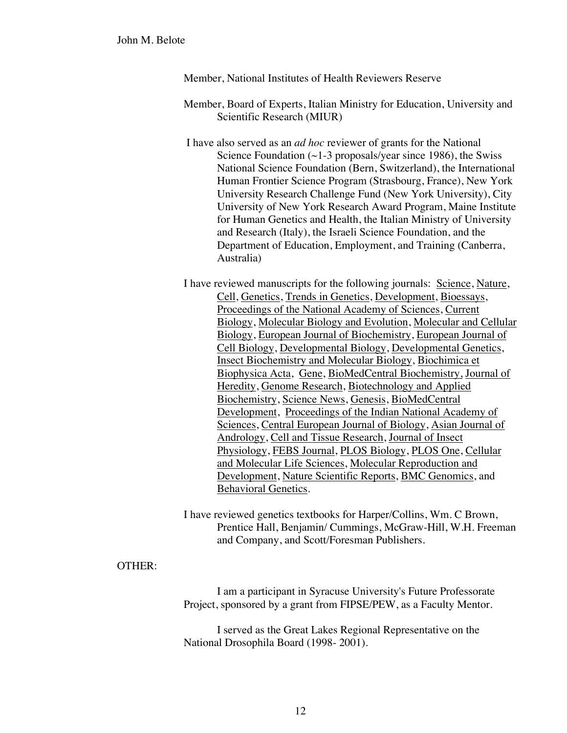Member, National Institutes of Health Reviewers Reserve

Member, Board of Experts, Italian Ministry for Education, University and Scientific Research (MIUR)

I have also served as an *ad hoc* reviewer of grants for the National Science Foundation (~1-3 proposals/year since 1986), the Swiss National Science Foundation (Bern, Switzerland), the International Human Frontier Science Program (Strasbourg, France), New York University Research Challenge Fund (New York University), City University of New York Research Award Program, Maine Institute for Human Genetics and Health, the Italian Ministry of University and Research (Italy), the Israeli Science Foundation, and the Department of Education, Employment, and Training (Canberra, Australia)

I have reviewed manuscripts for the following journals: Science, Nature, Cell, Genetics, Trends in Genetics, Development, Bioessays, Proceedings of the National Academy of Sciences, Current Biology, Molecular Biology and Evolution, Molecular and Cellular Biology, European Journal of Biochemistry, European Journal of Cell Biology, Developmental Biology, Developmental Genetics, Insect Biochemistry and Molecular Biology, Biochimica et Biophysica Acta, Gene, BioMedCentral Biochemistry, Journal of Heredity, Genome Research, Biotechnology and Applied Biochemistry, Science News, Genesis, BioMedCentral Development, Proceedings of the Indian National Academy of Sciences, Central European Journal of Biology, Asian Journal of Andrology, Cell and Tissue Research, Journal of Insect Physiology, FEBS Journal, PLOS Biology, PLOS One, Cellular and Molecular Life Sciences, Molecular Reproduction and Development, Nature Scientific Reports, BMC Genomics, and Behavioral Genetics.

I have reviewed genetics textbooks for Harper/Collins, Wm. C Brown, Prentice Hall, Benjamin/ Cummings, McGraw-Hill, W.H. Freeman and Company, and Scott/Foresman Publishers.

OTHER:

I am a participant in Syracuse University's Future Professorate Project, sponsored by a grant from FIPSE/PEW, as a Faculty Mentor.

I served as the Great Lakes Regional Representative on the National Drosophila Board (1998- 2001).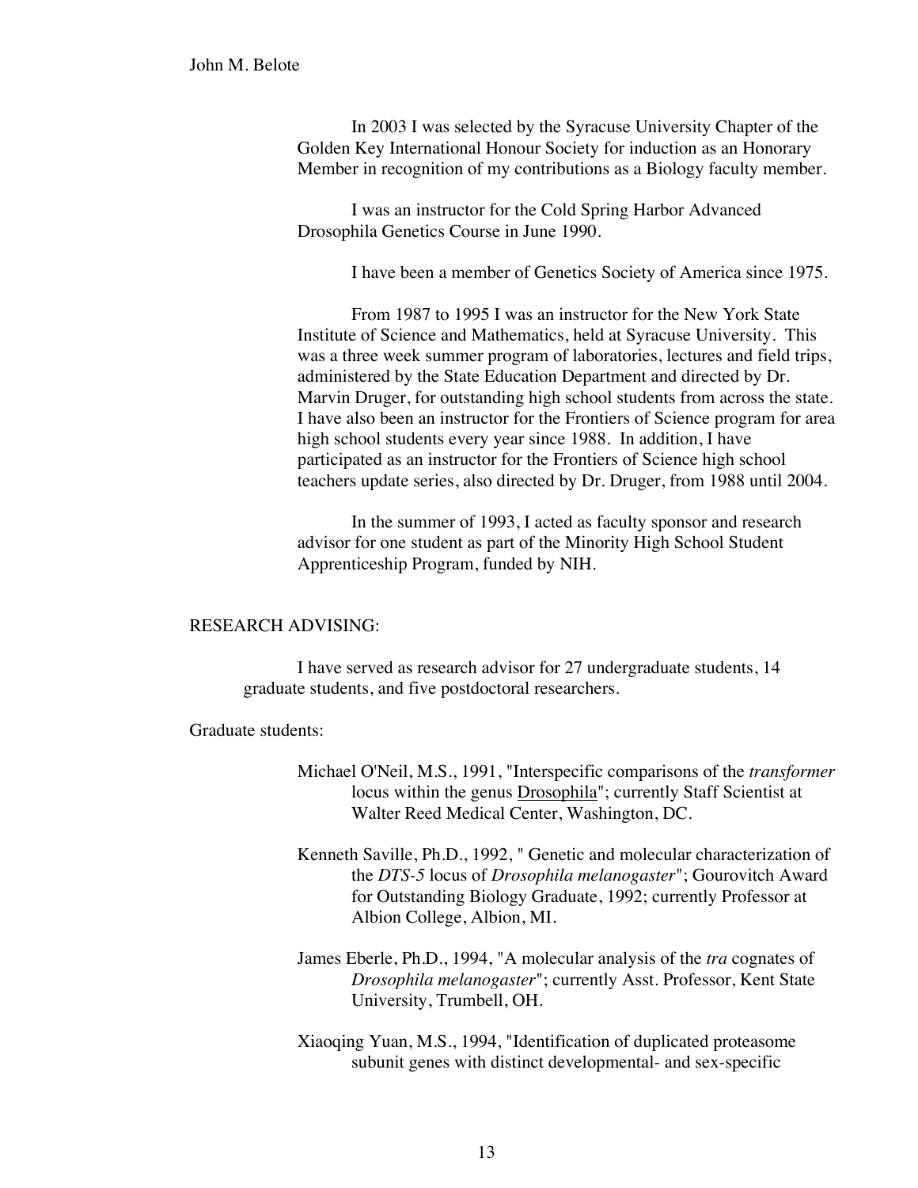In 2003 I was selected by the Syracuse University Chapter of the Golden Key International Honour Society for induction as an Honorary Member in recognition of my contributions as a Biology faculty member.

I was an instructor for the Cold Spring Harbor Advanced Drosophila Genetics Course in June 1990.

I have been a member of Genetics Society of America since 1975.

From 1987 to 1995 I was an instructor for the New York State Institute of Science and Mathematics, held at Syracuse University. This was a three week summer program of laboratories, lectures and field trips, administered by the State Education Department and directed by Dr. Marvin Druger, for outstanding high school students from across the state. I have also been an instructor for the Frontiers of Science program for area high school students every year since 1988. In addition, I have participated as an instructor for the Frontiers of Science high school teachers update series, also directed by Dr. Druger, from 1988 until 2004.

In the summer of 1993, I acted as faculty sponsor and research advisor for one student as part of the Minority High School Student Apprenticeship Program, funded by NIH.

## RESEARCH ADVISING:

I have served as research advisor for 27 undergraduate students, 14 graduate students, and five postdoctoral researchers.

Graduate students:

Michael O'Neil, M.S., 1991, "Interspecific comparisons of the *transformer* locus within the genus Drosophila"; currently Staff Scientist at Walter Reed Medical Center, Washington, DC.

Kenneth Saville, Ph.D., 1992, " Genetic and molecular characterization of the *DTS-5* locus of *Drosophila melanogaster*"; Gourovitch Award for Outstanding Biology Graduate, 1992; currently Professor at Albion College, Albion, MI.

James Eberle, Ph.D., 1994, "A molecular analysis of the *tra* cognates of *Drosophila melanogaster*"; currently Asst. Professor, Kent State University, Trumbell, OH.

Xiaoqing Yuan, M.S., 1994, "Identification of duplicated proteasome subunit genes with distinct developmental- and sex-specific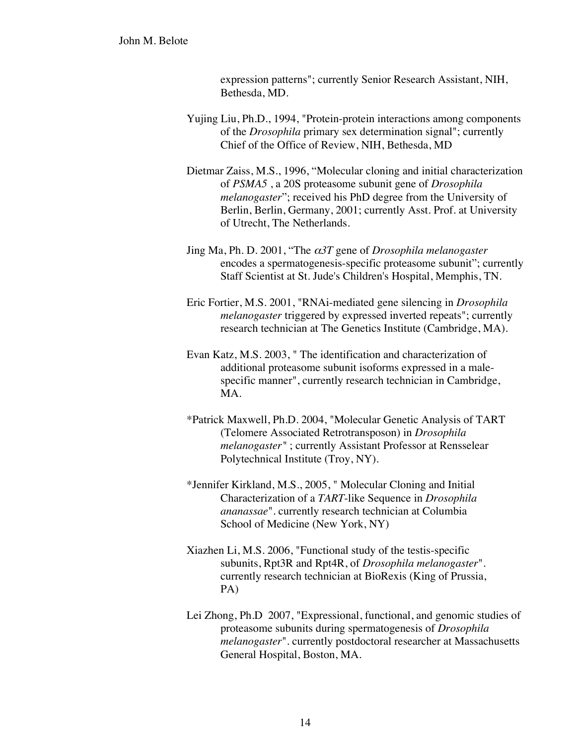expression patterns"; currently Senior Research Assistant, NIH, Bethesda, MD.

Yujing Liu, Ph.D., 1994, "Protein-protein interactions among components of the *Drosophila* primary sex determination signal"; currently Chief of the Office of Review, NIH, Bethesda, MD

Dietmar Zaiss, M.S., 1996, "Molecular cloning and initial characterization of *PSMA5* , a 20S proteasome subunit gene of *Drosophila melanogaster*"; received his PhD degree from the University of Berlin, Berlin, Germany, 2001; currently Asst. Prof. at University of Utrecht, The Netherlands.

Jing Ma, Ph. D. 2001, "The $\alpha 3T$ gene of *Drosophila melanogaster* encodes a spermatogenesis-specific proteasome subunit"; currently Staff Scientist at St. Jude's Children's Hospital, Memphis, TN.

Eric Fortier, M.S. 2001, "RNAi-mediated gene silencing in *Drosophila melanogaster* triggered by expressed inverted repeats"; currently research technician at The Genetics Institute (Cambridge, MA).

Evan Katz, M.S. 2003, " The identification and characterization of additional proteasome subunit isoforms expressed in a male-specific manner", currently research technician in Cambridge, MA.

*Patrick Maxwell, Ph.D. 2004, "Molecular Genetic Analysis of TART (Telomere Associated Retrotransposon) in *Drosophila melanogaster*" ; currently Assistant Professor at Rensselear Polytechnical Institute (Troy, NY).

*Jennifer Kirkland, M.S., 2005, " Molecular Cloning and Initial Characterization of a *TART*-like Sequence in *Drosophila ananassae*". currently research technician at Columbia School of Medicine (New York, NY)

Xiazhen Li, M.S. 2006, "Functional study of the testis-specific subunits, Rpt3R and Rpt4R, of *Drosophila melanogaster*". currently research technician at BioRexis (King of Prussia, PA)

Lei Zhong, Ph.D 2007, "Expressional, functional, and genomic studies of proteasome subunits during spermatogenesis of *Drosophila melanogaster*". currently postdoctoral researcher at Massachusetts General Hospital, Boston, MA.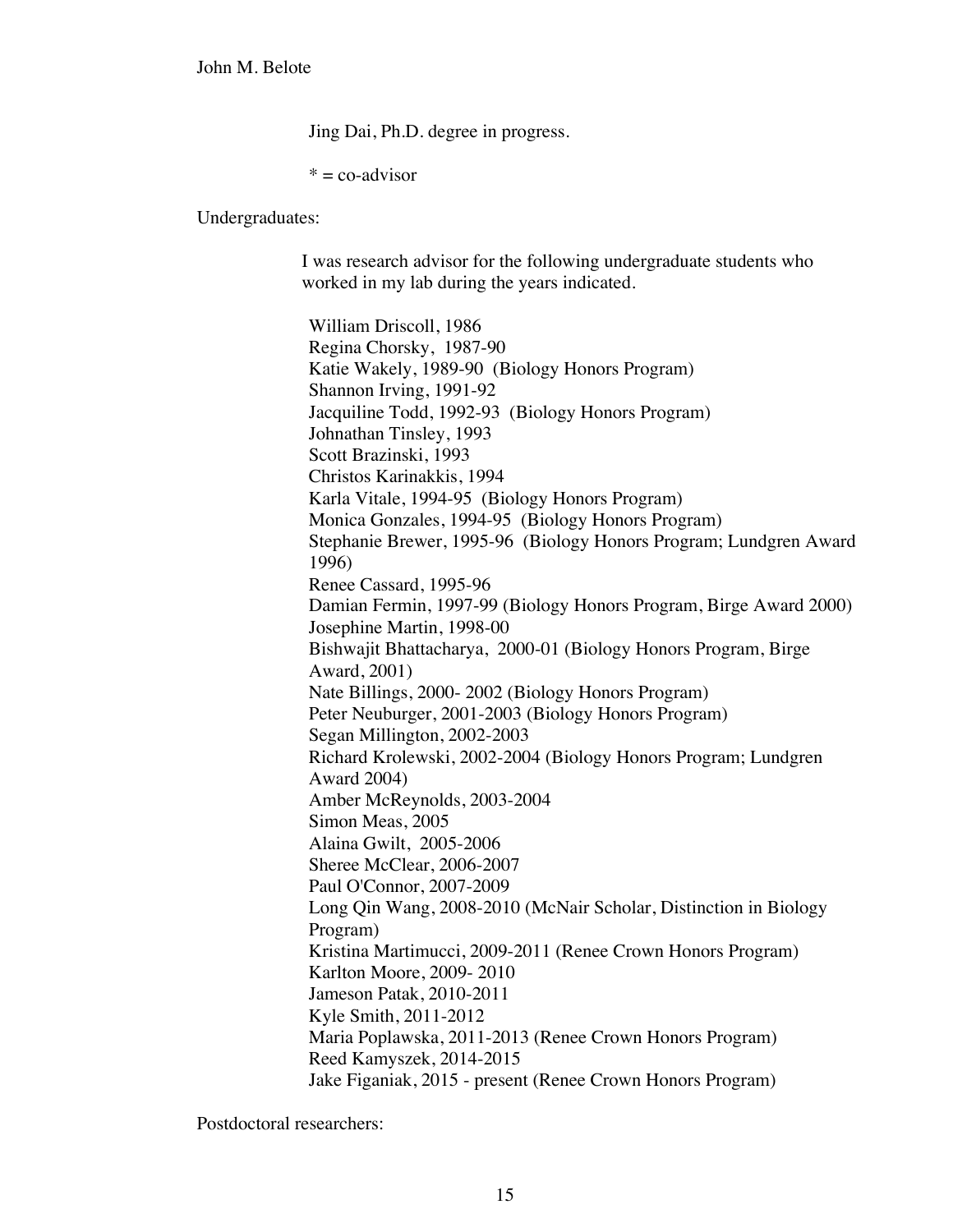Jing Dai, Ph.D. degree in progress.

* = co-advisor

Undergraduates:

I was research advisor for the following undergraduate students who worked in my lab during the years indicated.

William Driscoll, 1986
Regina Chorsky, 1987-90
Katie Wakely, 1989-90 (Biology Honors Program)
Shannon Irving, 1991-92
Jacquiline Todd, 1992-93 (Biology Honors Program)
Johnathan Tinsley, 1993
Scott Brazinski, 1993
Christos Karinakkis, 1994
Karla Vitale, 1994-95 (Biology Honors Program)
Monica Gonzales, 1994-95 (Biology Honors Program)
Stephanie Brewer, 1995-96 (Biology Honors Program; Lundgren Award 1996)
Renee Cassard, 1995-96
Damian Fermin, 1997-99 (Biology Honors Program, Birge Award 2000)
Josephine Martin, 1998-00
Bishwajit Bhattacharya, 2000-01 (Biology Honors Program, Birge Award, 2001)
Nate Billings, 2000- 2002 (Biology Honors Program)
Peter Neuburger, 2001-2003 (Biology Honors Program)
Segan Millington, 2002-2003
Richard Krolewski, 2002-2004 (Biology Honors Program; Lundgren Award 2004)
Amber McReynolds, 2003-2004
Simon Meas, 2005
Alaina Gwilt, 2005-2006
Sheree McClear, 2006-2007
Paul O'Connor, 2007-2009
Long Qin Wang, 2008-2010 (McNair Scholar, Distinction in Biology Program)
Kristina Martimucci, 2009-2011 (Renee Crown Honors Program)
Karlton Moore, 2009- 2010
Jameson Patak, 2010-2011
Kyle Smith, 2011-2012
Maria Poplawska, 2011-2013 (Renee Crown Honors Program)
Reed Kamyszek, 2014-2015
Jake Figaniak, 2015 - present (Renee Crown Honors Program)

Postdoctoral researchers: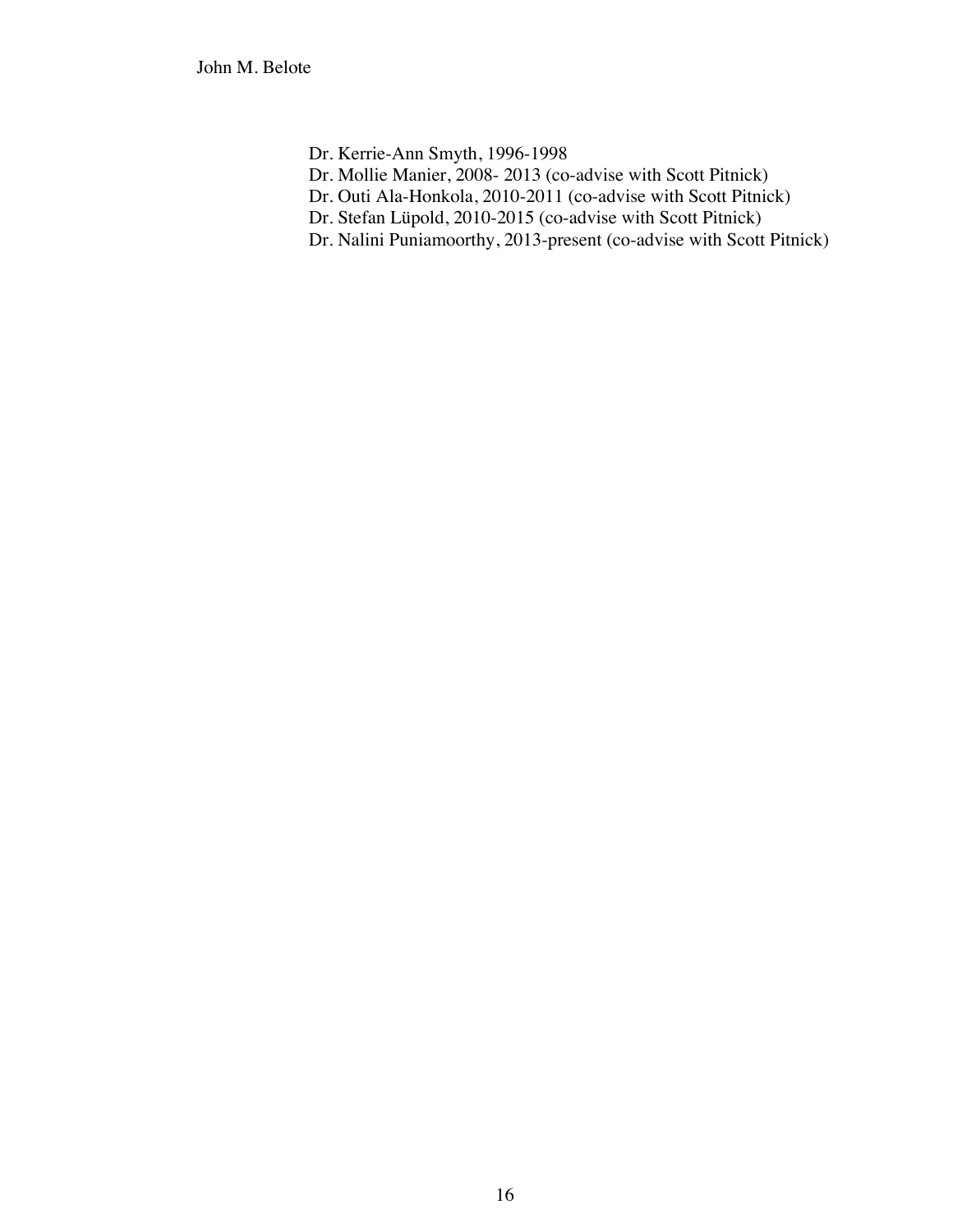Dr. Kerrie-Ann Smyth, 1996-1998
Dr. Mollie Manier, 2008- 2013 (co-advise with Scott Pitnick)
Dr. Outi Ala-Honkola, 2010-2011 (co-advise with Scott Pitnick)
Dr. Stefan Lüpold, 2010-2015 (co-advise with Scott Pitnick)
Dr. Nalini Puniamoorthy, 2013-present (co-advise with Scott Pitnick)